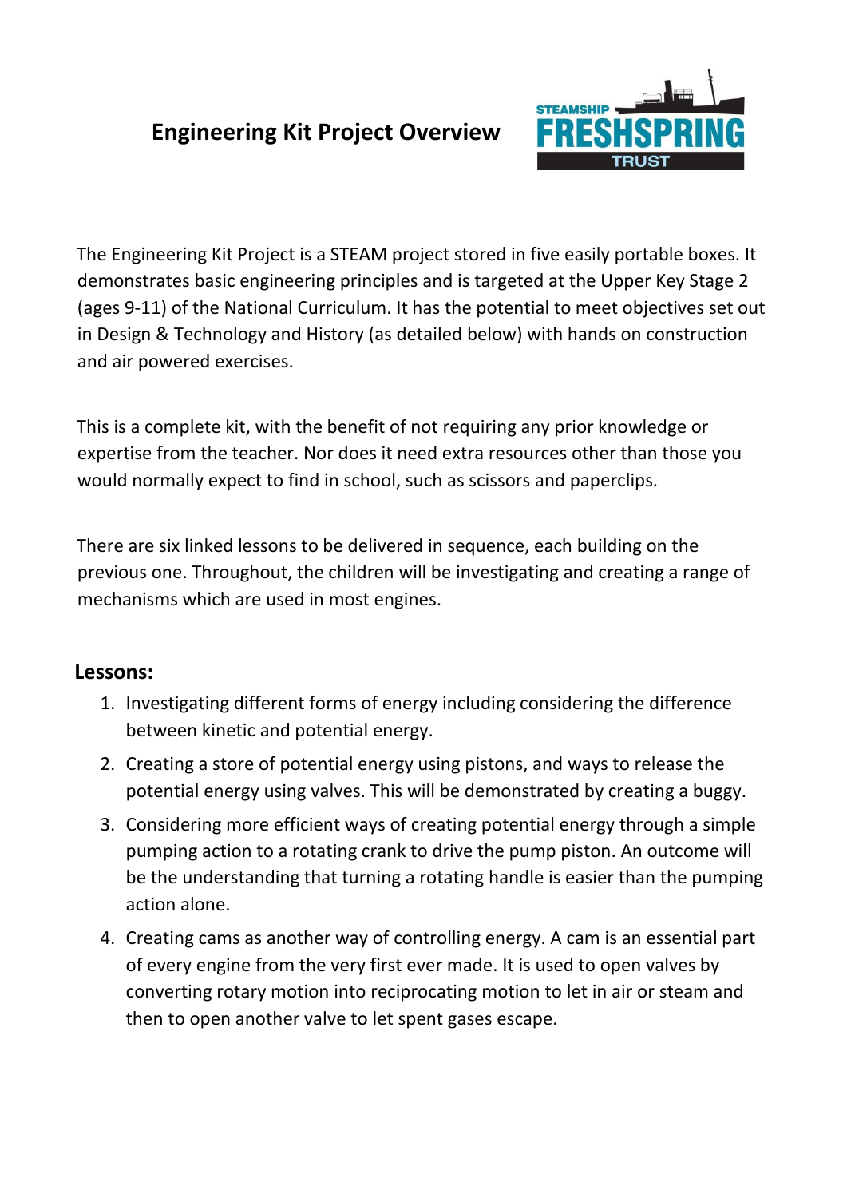# Engineering Kit Project Overview

STEAMSHIP FRESHSPRING TRUST

The Engineering Kit Project is a STEAM project stored in five easily portable boxes. It demonstrates basic engineering principles and is targeted at the Upper Key Stage 2 (ages 9-11) of the National Curriculum. It has the potential to meet objectives set out in Design & Technology and History (as detailed below) with hands on construction and air powered exercises.

This is a complete kit, with the benefit of not requiring any prior knowledge or expertise from the teacher. Nor does it need extra resources other than those you would normally expect to find in school, such as scissors and paperclips.

There are six linked lessons to be delivered in sequence, each building on the previous one. Throughout, the children will be investigating and creating a range of mechanisms which are used in most engines.

## Lessons:

1. Investigating different forms of energy including considering the difference between kinetic and potential energy.
2. Creating a store of potential energy using pistons, and ways to release the potential energy using valves. This will be demonstrated by creating a buggy.
3. Considering more efficient ways of creating potential energy through a simple pumping action to a rotating crank to drive the pump piston. An outcome will be the understanding that turning a rotating handle is easier than the pumping action alone.
4. Creating cams as another way of controlling energy. A cam is an essential part of every engine from the very first ever made. It is used to open valves by converting rotary motion into reciprocating motion to let in air or steam and then to open another valve to let spent gases escape.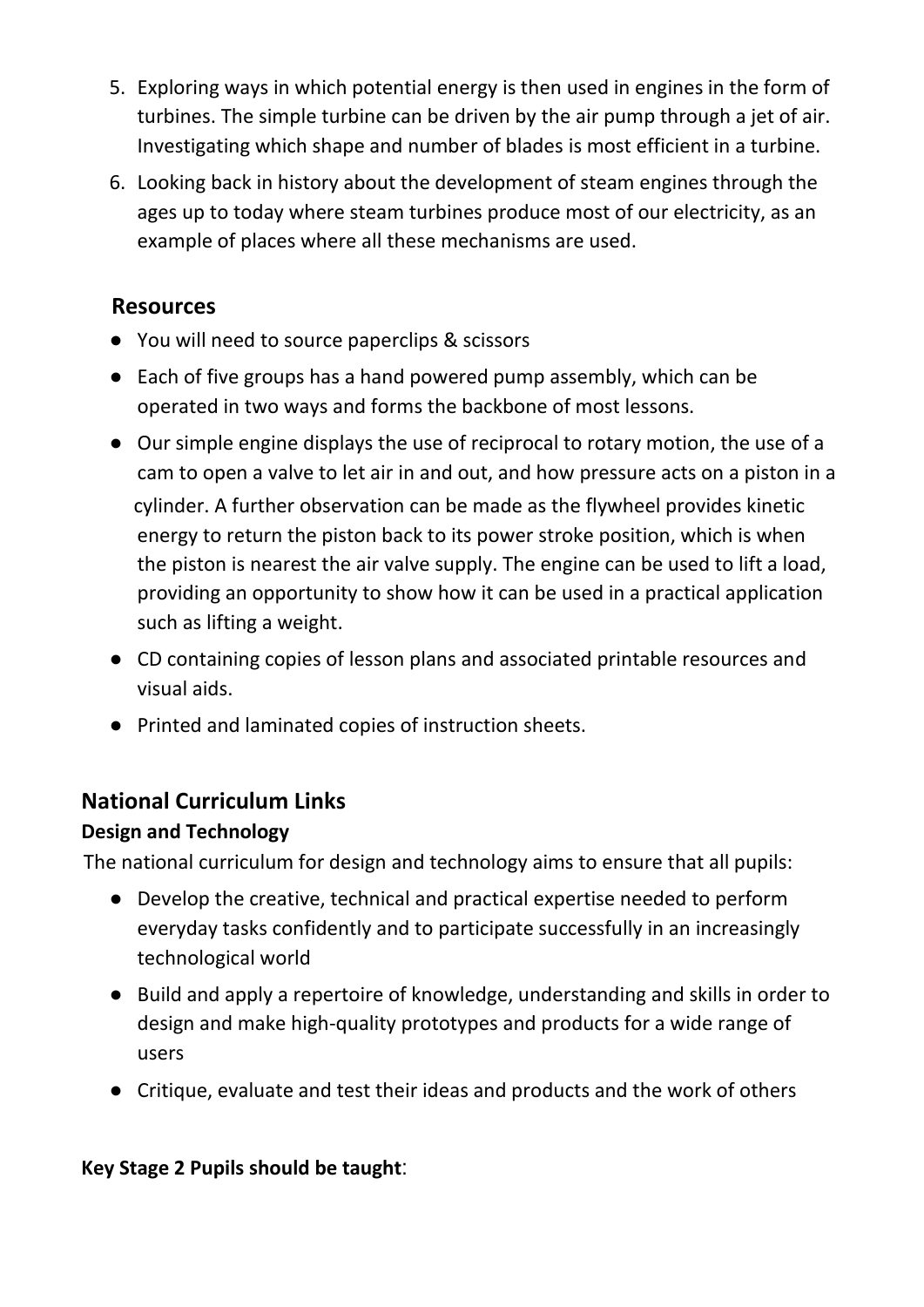5. Exploring ways in which potential energy is then used in engines in the form of turbines. The simple turbine can be driven by the air pump through a jet of air. Investigating which shape and number of blades is most efficient in a turbine.
6. Looking back in history about the development of steam engines through the ages up to today where steam turbines produce most of our electricity, as an example of places where all these mechanisms are used.

## Resources

- You will need to source paperclips & scissors
- Each of five groups has a hand powered pump assembly, which can be operated in two ways and forms the backbone of most lessons.
- Our simple engine displays the use of reciprocal to rotary motion, the use of a cam to open a valve to let air in and out, and how pressure acts on a piston in a cylinder. A further observation can be made as the flywheel provides kinetic energy to return the piston back to its power stroke position, which is when the piston is nearest the air valve supply. The engine can be used to lift a load, providing an opportunity to show how it can be used in a practical application such as lifting a weight.
- CD containing copies of lesson plans and associated printable resources and visual aids.
- Printed and laminated copies of instruction sheets.

## National Curriculum Links

### Design and Technology

The national curriculum for design and technology aims to ensure that all pupils:

- Develop the creative, technical and practical expertise needed to perform everyday tasks confidently and to participate successfully in an increasingly technological world
- Build and apply a repertoire of knowledge, understanding and skills in order to design and make high-quality prototypes and products for a wide range of users
- Critique, evaluate and test their ideas and products and the work of others

**Key Stage 2 Pupils should be taught**: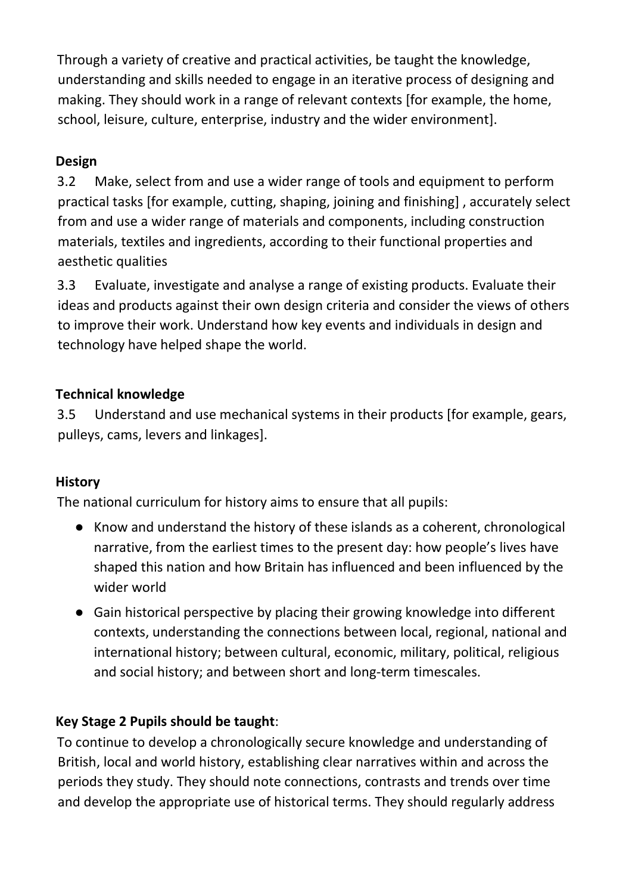Through a variety of creative and practical activities, be taught the knowledge, understanding and skills needed to engage in an iterative process of designing and making. They should work in a range of relevant contexts [for example, the home, school, leisure, culture, enterprise, industry and the wider environment].

**Design**

3.2 Make, select from and use a wider range of tools and equipment to perform practical tasks [for example, cutting, shaping, joining and finishing] , accurately select from and use a wider range of materials and components, including construction materials, textiles and ingredients, according to their functional properties and aesthetic qualities

3.3 Evaluate, investigate and analyse a range of existing products. Evaluate their ideas and products against their own design criteria and consider the views of others to improve their work. Understand how key events and individuals in design and technology have helped shape the world.

**Technical knowledge**

3.5 Understand and use mechanical systems in their products [for example, gears, pulleys, cams, levers and linkages].

**History**

The national curriculum for history aims to ensure that all pupils:

- Know and understand the history of these islands as a coherent, chronological narrative, from the earliest times to the present day: how people's lives have shaped this nation and how Britain has influenced and been influenced by the wider world
- Gain historical perspective by placing their growing knowledge into different contexts, understanding the connections between local, regional, national and international history; between cultural, economic, military, political, religious and social history; and between short and long-term timescales.

**Key Stage 2 Pupils should be taught**:

To continue to develop a chronologically secure knowledge and understanding of British, local and world history, establishing clear narratives within and across the periods they study. They should note connections, contrasts and trends over time and develop the appropriate use of historical terms. They should regularly address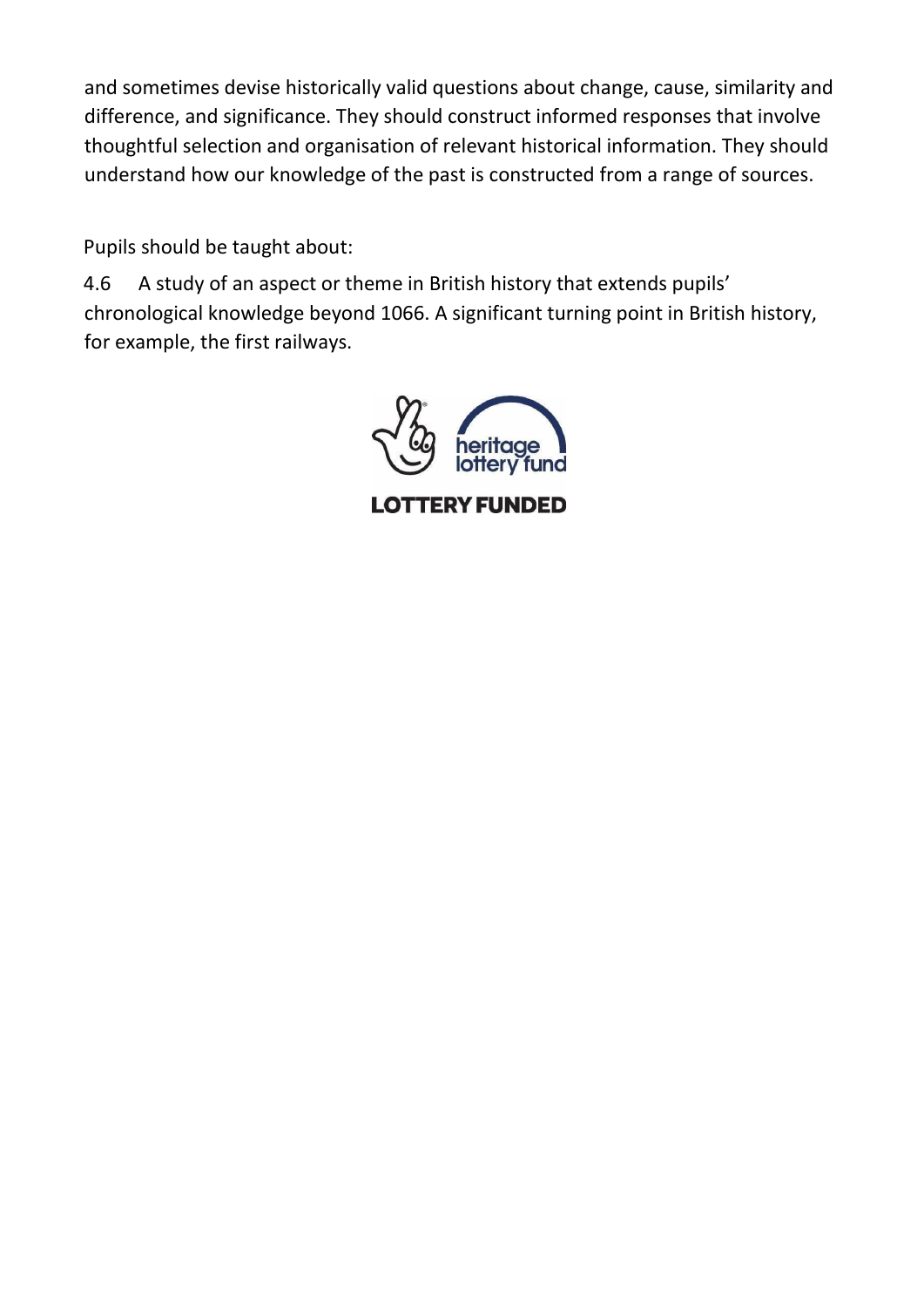and sometimes devise historically valid questions about change, cause, similarity and difference, and significance. They should construct informed responses that involve thoughtful selection and organisation of relevant historical information. They should understand how our knowledge of the past is constructed from a range of sources.

Pupils should be taught about:

4.6 A study of an aspect or theme in British history that extends pupils' chronological knowledge beyond 1066. A significant turning point in British history, for example, the first railways.

heritage lottery fund

LOTTERY FUNDED